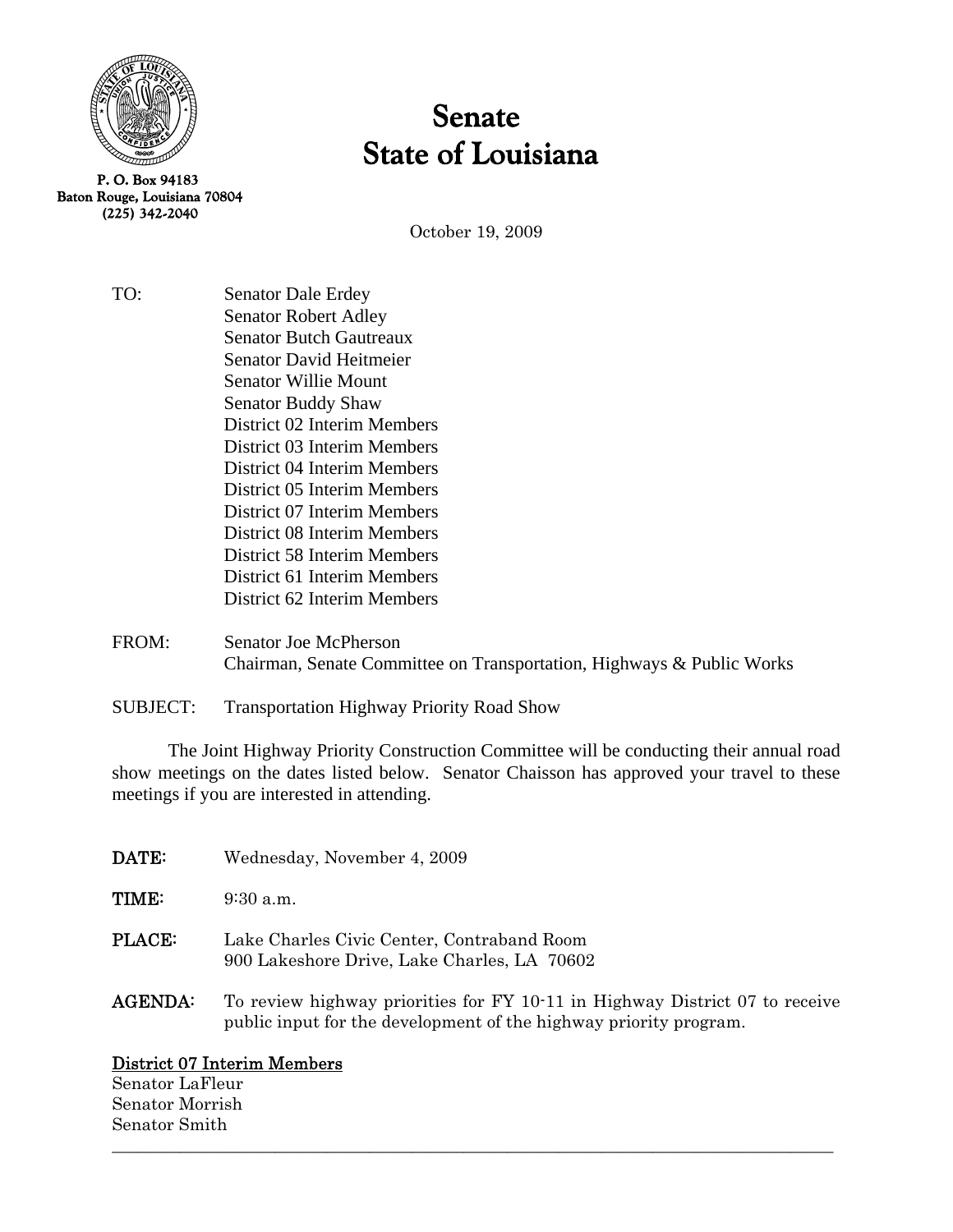P. O. Box 94183
Baton Rouge, Louisiana 70804
(225) 342-2040

# Senate
# State of Louisiana

October 19, 2009

TO: Senator Dale Erdey
Senator Robert Adley
Senator Butch Gautreaux
Senator David Heitmeier
Senator Willie Mount
Senator Buddy Shaw
District 02 Interim Members
District 03 Interim Members
District 04 Interim Members
District 05 Interim Members
District 07 Interim Members
District 08 Interim Members
District 58 Interim Members
District 61 Interim Members
District 62 Interim Members

FROM: Senator Joe McPherson
Chairman, Senate Committee on Transportation, Highways & Public Works

SUBJECT: Transportation Highway Priority Road Show

The Joint Highway Priority Construction Committee will be conducting their annual road show meetings on the dates listed below. Senator Chaisson has approved your travel to these meetings if you are interested in attending.

**DATE:** Wednesday, November 4, 2009

**TIME:** 9:30 a.m.

**PLACE:** Lake Charles Civic Center, Contraband Room
900 Lakeshore Drive, Lake Charles, LA 70602

**AGENDA:** To review highway priorities for FY 10-11 in Highway District 07 to receive public input for the development of the highway priority program.

**District 07 Interim Members**
Senator LaFleur
Senator Morrish
Senator Smith

---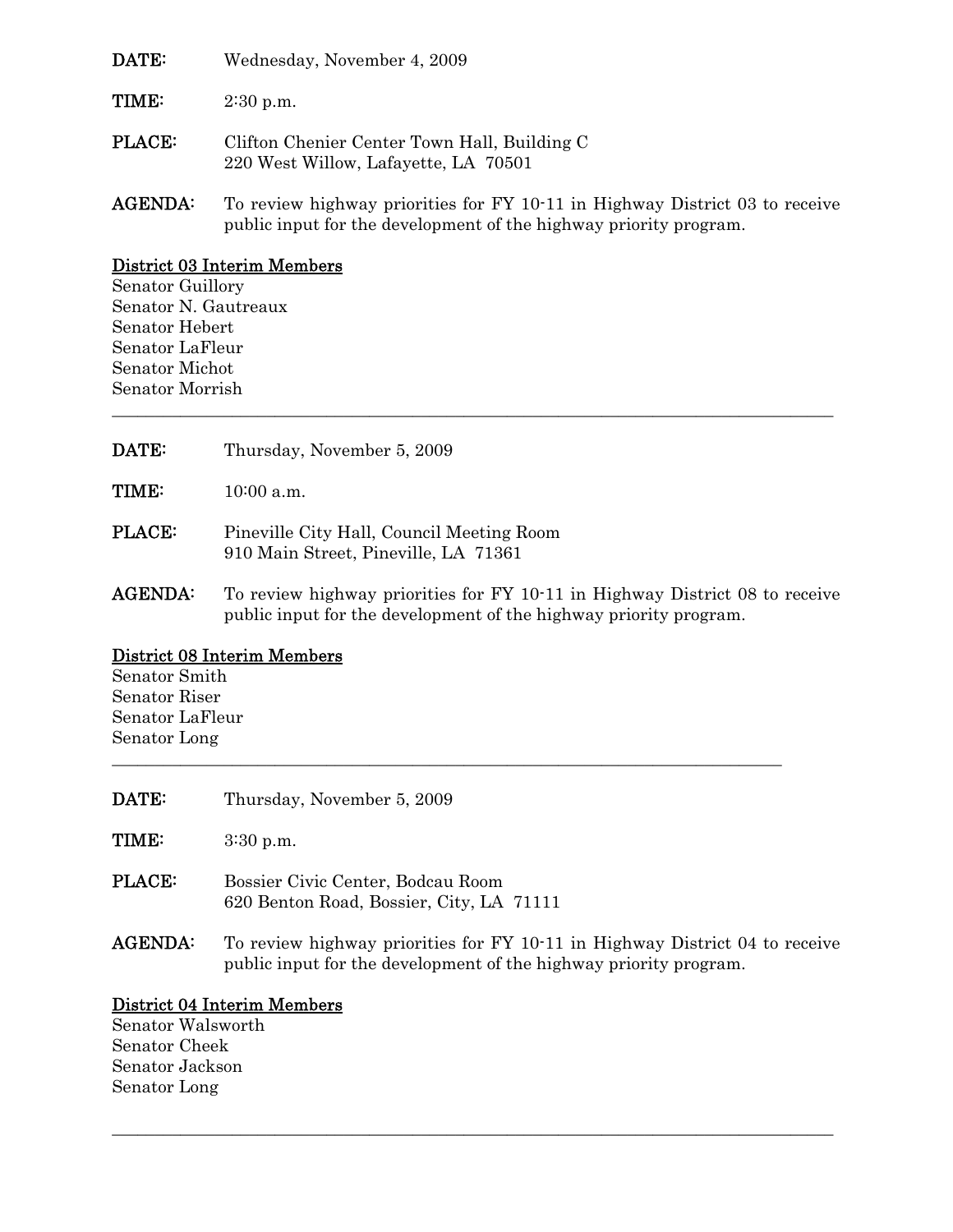**DATE:** Wednesday, November 4, 2009

**TIME:** 2:30 p.m.

**PLACE:** Clifton Chenier Center Town Hall, Building C
220 West Willow, Lafayette, LA 70501

**AGENDA:** To review highway priorities for FY 10-11 in Highway District 03 to receive public input for the development of the highway priority program.

**District 03 Interim Members**

Senator Guillory
Senator N. Gautreaux
Senator Hebert
Senator LaFleur
Senator Michot
Senator Morrish

---

**DATE:** Thursday, November 5, 2009

**TIME:** 10:00 a.m.

**PLACE:** Pineville City Hall, Council Meeting Room
910 Main Street, Pineville, LA 71361

**AGENDA:** To review highway priorities for FY 10-11 in Highway District 08 to receive public input for the development of the highway priority program.

**District 08 Interim Members**

Senator Smith
Senator Riser
Senator LaFleur
Senator Long

---

**DATE:** Thursday, November 5, 2009

**TIME:** 3:30 p.m.

**PLACE:** Bossier Civic Center, Bodcau Room
620 Benton Road, Bossier, City, LA 71111

**AGENDA:** To review highway priorities for FY 10-11 in Highway District 04 to receive public input for the development of the highway priority program.

**District 04 Interim Members**

Senator Walsworth
Senator Cheek
Senator Jackson
Senator Long

---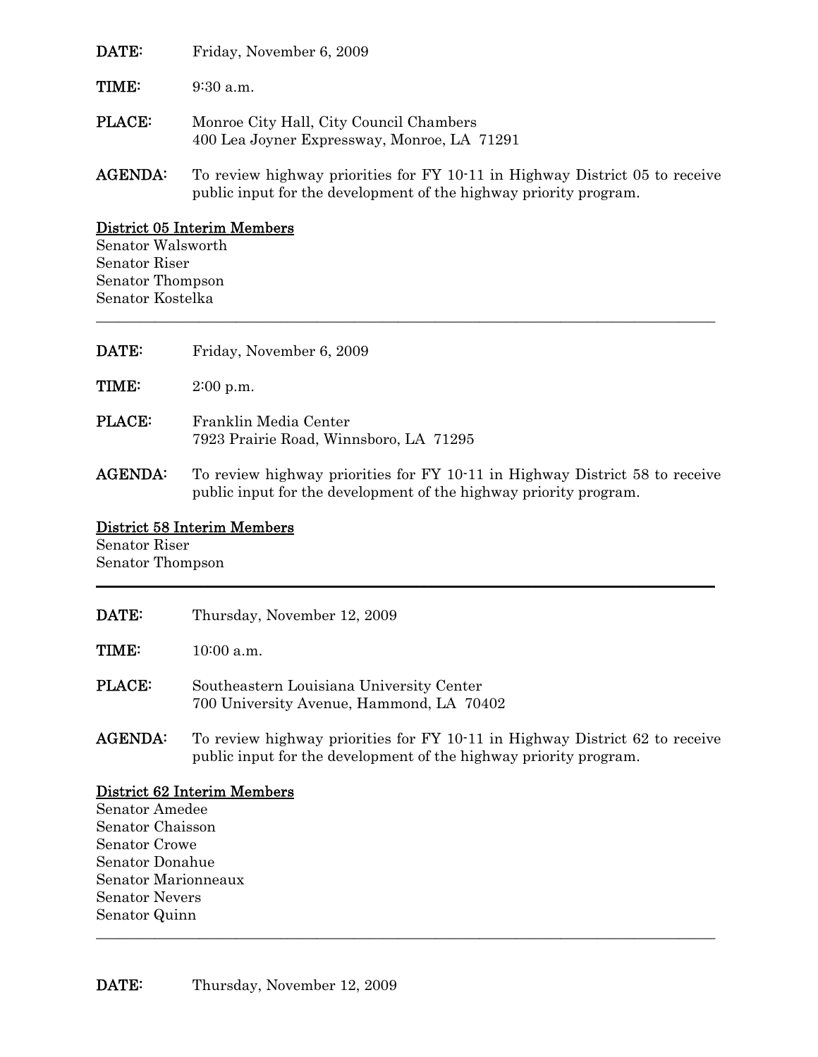**DATE:** Friday, November 6, 2009

**TIME:** 9:30 a.m.

**PLACE:** Monroe City Hall, City Council Chambers
400 Lea Joyner Expressway, Monroe, LA 71291

**AGENDA:** To review highway priorities for FY 10-11 in Highway District 05 to receive public input for the development of the highway priority program.

**District 05 Interim Members**

Senator Walsworth
Senator Riser
Senator Thompson
Senator Kostelka

---

**DATE:** Friday, November 6, 2009

**TIME:** 2:00 p.m.

**PLACE:** Franklin Media Center
7923 Prairie Road, Winnsboro, LA 71295

**AGENDA:** To review highway priorities for FY 10-11 in Highway District 58 to receive public input for the development of the highway priority program.

**District 58 Interim Members**

Senator Riser
Senator Thompson

---

**DATE:** Thursday, November 12, 2009

**TIME:** 10:00 a.m.

**PLACE:** Southeastern Louisiana University Center
700 University Avenue, Hammond, LA 70402

**AGENDA:** To review highway priorities for FY 10-11 in Highway District 62 to receive public input for the development of the highway priority program.

**District 62 Interim Members**

Senator Amedee
Senator Chaisson
Senator Crowe
Senator Donahue
Senator Marionneaux
Senator Nevers
Senator Quinn

---

**DATE:** Thursday, November 12, 2009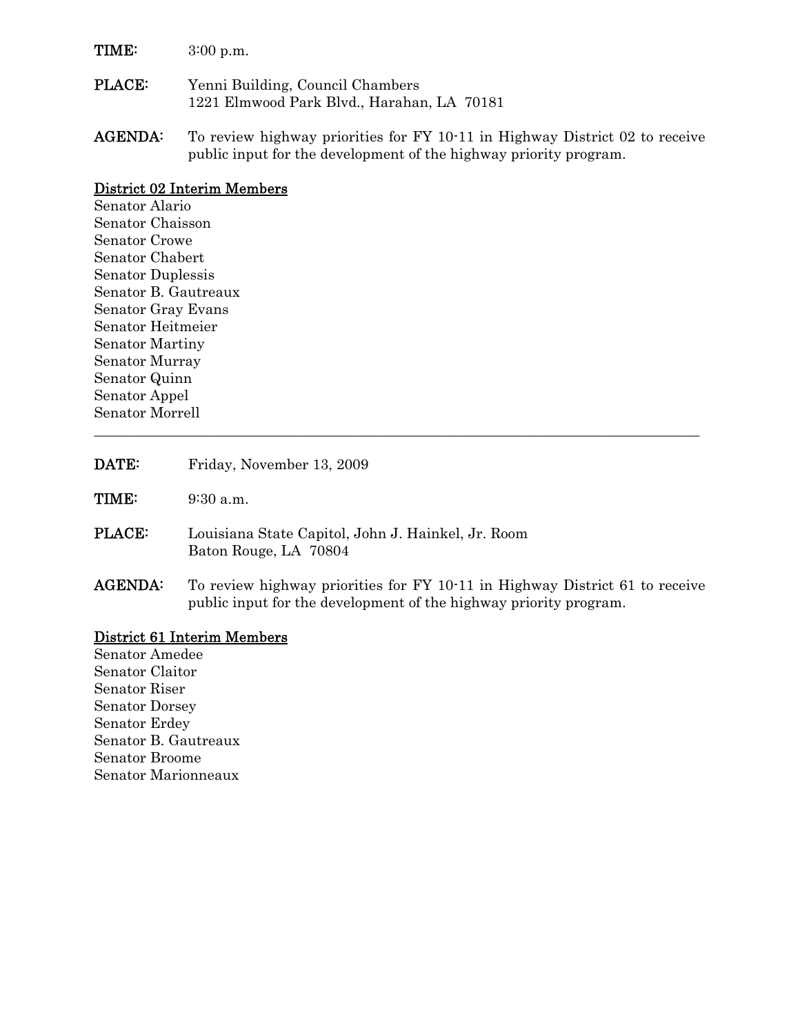**TIME:** 3:00 p.m.

**PLACE:** Yenni Building, Council Chambers
1221 Elmwood Park Blvd., Harahan, LA 70181

**AGENDA:** To review highway priorities for FY 10-11 in Highway District 02 to receive public input for the development of the highway priority program.

<u>District 02 Interim Members</u>

Senator Alario
Senator Chaisson
Senator Crowe
Senator Chabert
Senator Duplessis
Senator B. Gautreaux
Senator Gray Evans
Senator Heitmeier
Senator Martiny
Senator Murray
Senator Quinn
Senator Appel
Senator Morrell

---

**DATE:** Friday, November 13, 2009

**TIME:** 9:30 a.m.

**PLACE:** Louisiana State Capitol, John J. Hainkel, Jr. Room
Baton Rouge, LA 70804

**AGENDA:** To review highway priorities for FY 10-11 in Highway District 61 to receive public input for the development of the highway priority program.

<u>District 61 Interim Members</u>

Senator Amedee
Senator Claitor
Senator Riser
Senator Dorsey
Senator Erdey
Senator B. Gautreaux
Senator Broome
Senator Marionneaux